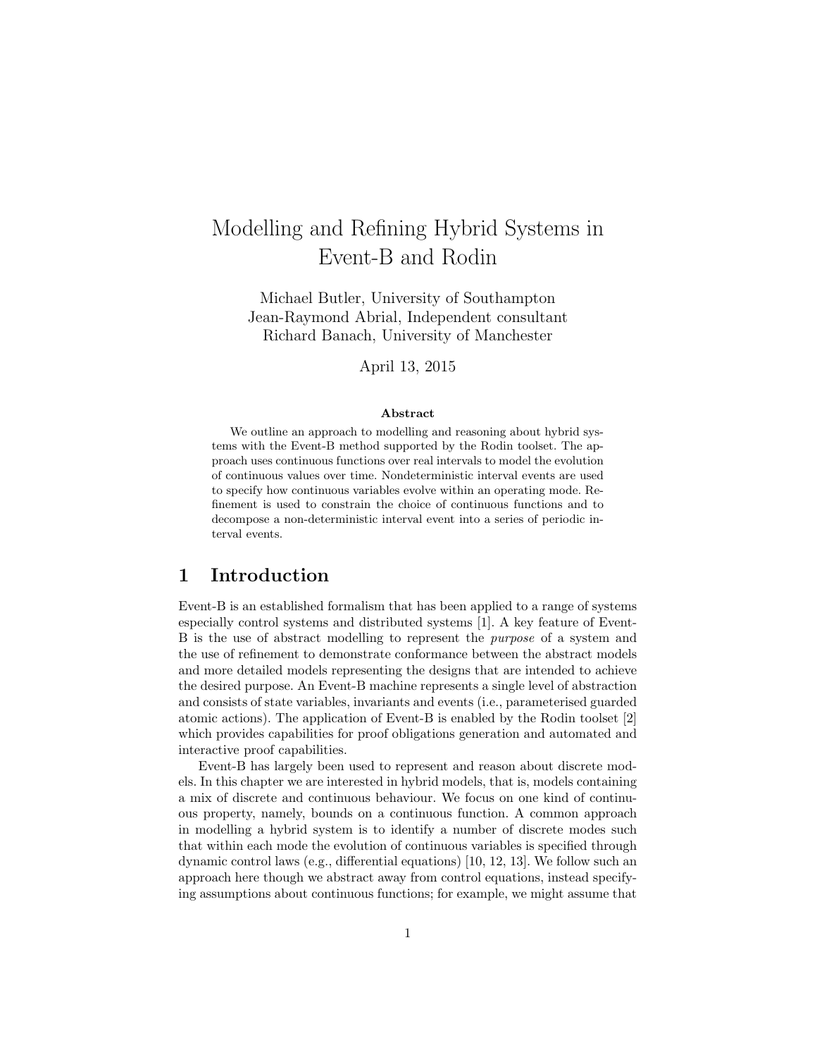# Modelling and Refining Hybrid Systems in Event-B and Rodin

Michael Butler, University of Southampton
Jean-Raymond Abrial, Independent consultant
Richard Banach, University of Manchester

April 13, 2015

**Abstract**

We outline an approach to modelling and reasoning about hybrid systems with the Event-B method supported by the Rodin toolset. The approach uses continuous functions over real intervals to model the evolution of continuous values over time. Nondeterministic interval events are used to specify how continuous variables evolve within an operating mode. Refinement is used to constrain the choice of continuous functions and to decompose a non-deterministic interval event into a series of periodic interval events.

## 1 Introduction

Event-B is an established formalism that has been applied to a range of systems especially control systems and distributed systems [1]. A key feature of Event-B is the use of abstract modelling to represent the *purpose* of a system and the use of refinement to demonstrate conformance between the abstract models and more detailed models representing the designs that are intended to achieve the desired purpose. An Event-B machine represents a single level of abstraction and consists of state variables, invariants and events (i.e., parameterised guarded atomic actions). The application of Event-B is enabled by the Rodin toolset [2] which provides capabilities for proof obligations generation and automated and interactive proof capabilities.

Event-B has largely been used to represent and reason about discrete models. In this chapter we are interested in hybrid models, that is, models containing a mix of discrete and continuous behaviour. We focus on one kind of continuous property, namely, bounds on a continuous function. A common approach in modelling a hybrid system is to identify a number of discrete modes such that within each mode the evolution of continuous variables is specified through dynamic control laws (e.g., differential equations) [10, 12, 13]. We follow such an approach here though we abstract away from control equations, instead specifying assumptions about continuous functions; for example, we might assume that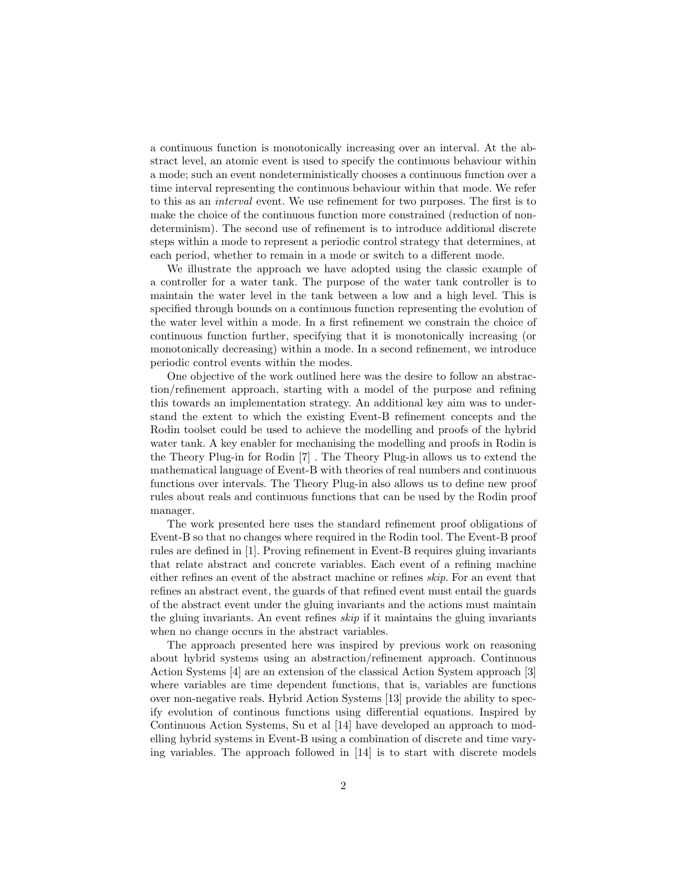a continuous function is monotonically increasing over an interval. At the abstract level, an atomic event is used to specify the continuous behaviour within a mode; such an event nondeterministically chooses a continuous function over a time interval representing the continuous behaviour within that mode. We refer to this as an *interval* event. We use refinement for two purposes. The first is to make the choice of the continuous function more constrained (reduction of nondeterminism). The second use of refinement is to introduce additional discrete steps within a mode to represent a periodic control strategy that determines, at each period, whether to remain in a mode or switch to a different mode.

We illustrate the approach we have adopted using the classic example of a controller for a water tank. The purpose of the water tank controller is to maintain the water level in the tank between a low and a high level. This is specified through bounds on a continuous function representing the evolution of the water level within a mode. In a first refinement we constrain the choice of continuous function further, specifying that it is monotonically increasing (or monotonically decreasing) within a mode. In a second refinement, we introduce periodic control events within the modes.

One objective of the work outlined here was the desire to follow an abstraction/refinement approach, starting with a model of the purpose and refining this towards an implementation strategy. An additional key aim was to understand the extent to which the existing Event-B refinement concepts and the Rodin toolset could be used to achieve the modelling and proofs of the hybrid water tank. A key enabler for mechanising the modelling and proofs in Rodin is the Theory Plug-in for Rodin [7] . The Theory Plug-in allows us to extend the mathematical language of Event-B with theories of real numbers and continuous functions over intervals. The Theory Plug-in also allows us to define new proof rules about reals and continuous functions that can be used by the Rodin proof manager.

The work presented here uses the standard refinement proof obligations of Event-B so that no changes where required in the Rodin tool. The Event-B proof rules are defined in [1]. Proving refinement in Event-B requires gluing invariants that relate abstract and concrete variables. Each event of a refining machine either refines an event of the abstract machine or refines *skip*. For an event that refines an abstract event, the guards of that refined event must entail the guards of the abstract event under the gluing invariants and the actions must maintain the gluing invariants. An event refines *skip* if it maintains the gluing invariants when no change occurs in the abstract variables.

The approach presented here was inspired by previous work on reasoning about hybrid systems using an abstraction/refinement approach. Continuous Action Systems [4] are an extension of the classical Action System approach [3] where variables are time dependent functions, that is, variables are functions over non-negative reals. Hybrid Action Systems [13] provide the ability to specify evolution of continous functions using differential equations. Inspired by Continuous Action Systems, Su et al [14] have developed an approach to modelling hybrid systems in Event-B using a combination of discrete and time varying variables. The approach followed in [14] is to start with discrete models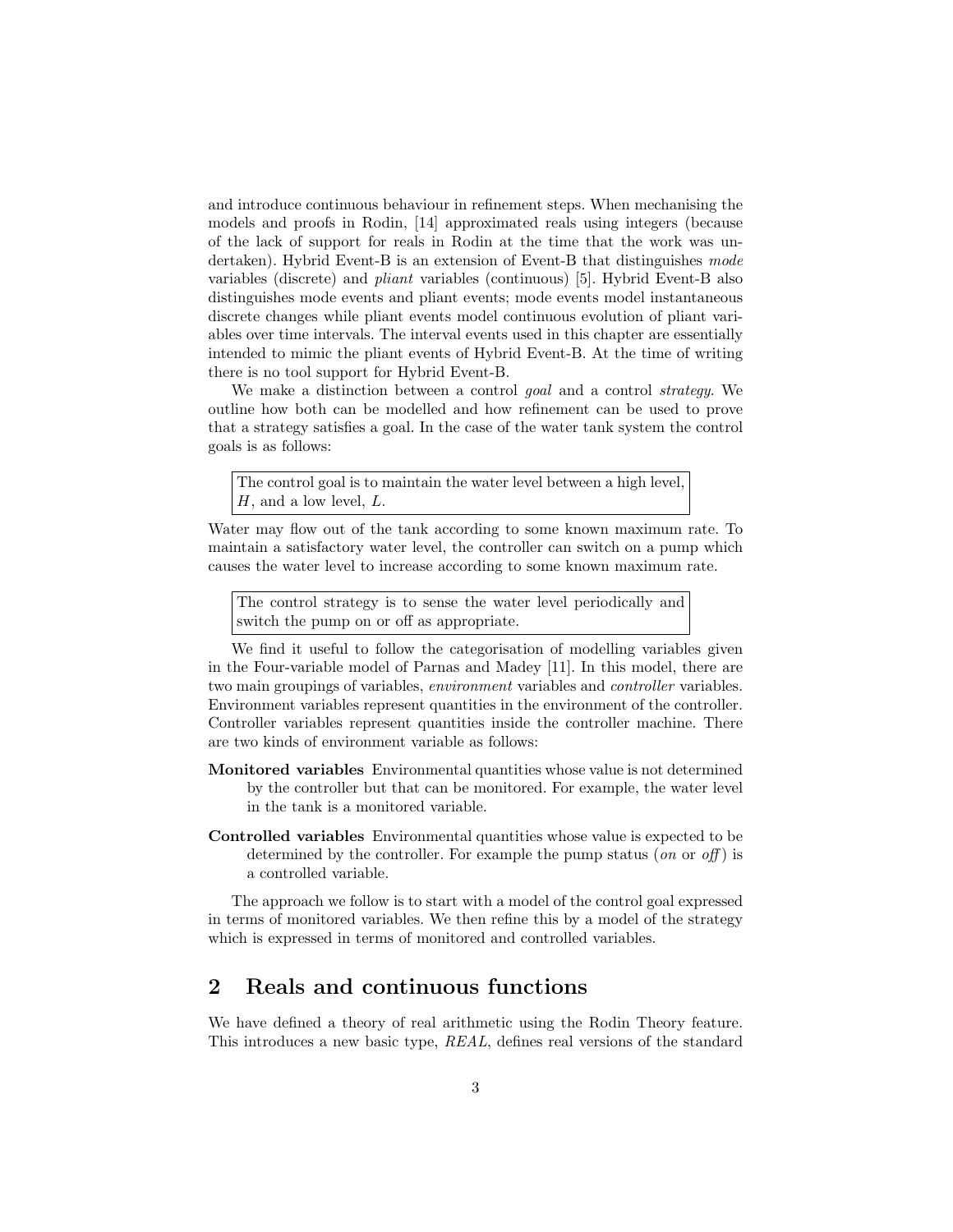and introduce continuous behaviour in refinement steps. When mechanising the models and proofs in Rodin, [14] approximated reals using integers (because of the lack of support for reals in Rodin at the time that the work was undertaken). Hybrid Event-B is an extension of Event-B that distinguishes *mode* variables (discrete) and *pliant* variables (continuous) [5]. Hybrid Event-B also distinguishes mode events and pliant events; mode events model instantaneous discrete changes while pliant events model continuous evolution of pliant variables over time intervals. The interval events used in this chapter are essentially intended to mimic the pliant events of Hybrid Event-B. At the time of writing there is no tool support for Hybrid Event-B.

We make a distinction between a control *goal* and a control *strategy*. We outline how both can be modelled and how refinement can be used to prove that a strategy satisfies a goal. In the case of the water tank system the control goals is as follows:

> The control goal is to maintain the water level between a high level, $H$, and a low level, $L$.

Water may flow out of the tank according to some known maximum rate. To maintain a satisfactory water level, the controller can switch on a pump which causes the water level to increase according to some known maximum rate.

> The control strategy is to sense the water level periodically and switch the pump on or off as appropriate.

We find it useful to follow the categorisation of modelling variables given in the Four-variable model of Parnas and Madey [11]. In this model, there are two main groupings of variables, *environment* variables and *controller* variables. Environment variables represent quantities in the environment of the controller. Controller variables represent quantities inside the controller machine. There are two kinds of environment variable as follows:

**Monitored variables** Environmental quantities whose value is not determined by the controller but that can be monitored. For example, the water level in the tank is a monitored variable.

**Controlled variables** Environmental quantities whose value is expected to be determined by the controller. For example the pump status (*on* or *off*) is a controlled variable.

The approach we follow is to start with a model of the control goal expressed in terms of monitored variables. We then refine this by a model of the strategy which is expressed in terms of monitored and controlled variables.

## 2 Reals and continuous functions

We have defined a theory of real arithmetic using the Rodin Theory feature. This introduces a new basic type, *REAL*, defines real versions of the standard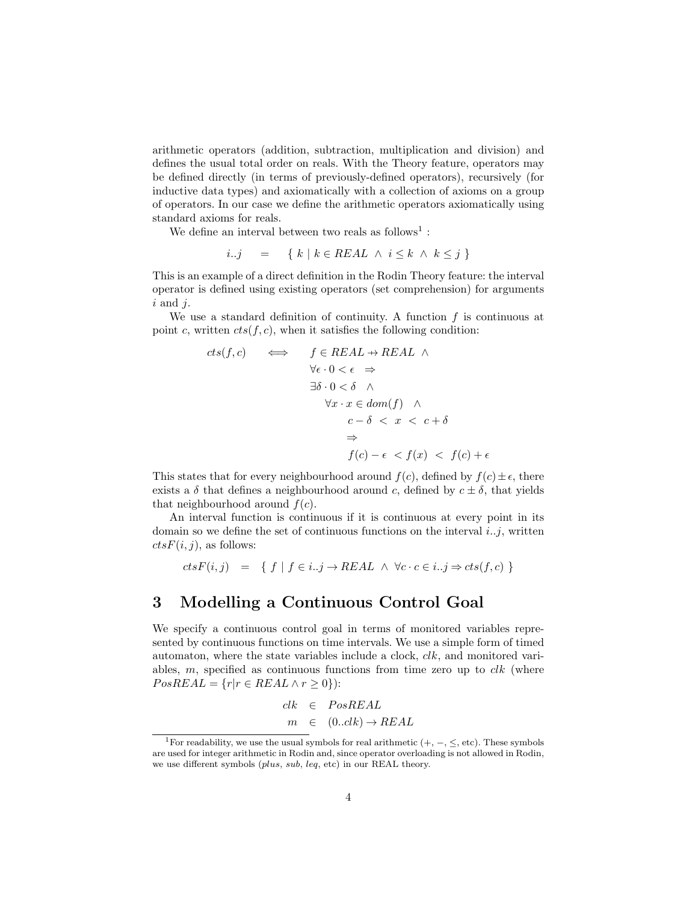arithmetic operators (addition, subtraction, multiplication and division) and defines the usual total order on reals. With the Theory feature, operators may be defined directly (in terms of previously-defined operators), recursively (for inductive data types) and axiomatically with a collection of axioms on a group of operators. In our case we define the arithmetic operators axiomatically using standard axioms for reals.

We define an interval between two reals as follows[1] :

$$i..j \quad = \quad \{\ k \mid k \in REAL\ \wedge\ i \leq k\ \wedge\ k \leq j\ \}$$

This is an example of a direct definition in the Rodin Theory feature: the interval operator is defined using existing operators (set comprehension) for arguments $i$ and $j$.

We use a standard definition of continuity. A function $f$ is continuous at point $c$, written $cts(f, c)$, when it satisfies the following condition:

$$\begin{array}{lll} cts(f,c) & \iff & f \in REAL \leftrightarrow REAL\ \wedge \\ & & \forall \epsilon \cdot 0 < \epsilon\ \ \Rightarrow \\ & & \exists \delta \cdot 0 < \delta\ \ \wedge \\ & & \quad \forall x \cdot x \in dom(f)\ \ \wedge \\ & & \quad\quad c - \delta\ <\ x\ <\ c + \delta \\ & & \quad\quad \Rightarrow \\ & & \quad\quad f(c) - \epsilon\ < f(x)\ <\ f(c) + \epsilon \end{array}$$

This states that for every neighbourhood around $f(c)$, defined by $f(c) \pm \epsilon$, there exists a $\delta$ that defines a neighbourhood around $c$, defined by $c \pm \delta$, that yields that neighbourhood around $f(c)$.

An interval function is continuous if it is continuous at every point in its domain so we define the set of continuous functions on the interval $i..j$, written $ctsF(i, j)$, as follows:

$$ctsF(i,j) \quad = \quad \{\ f \mid f \in i..j \rightarrow REAL\ \wedge\ \forall c \cdot c \in i..j \Rightarrow cts(f,c)\ \}$$

## 3 Modelling a Continuous Control Goal

We specify a continuous control goal in terms of monitored variables represented by continuous functions on time intervals. We use a simple form of timed automaton, where the state variables include a clock, $clk$, and monitored variables, $m$, specified as continuous functions from time zero up to $clk$ (where $PosREAL = \{r | r \in REAL \wedge r \geq 0\}$):

$$\begin{array}{rcl} clk & \in & PosREAL \\ m & \in & (0..clk) \rightarrow REAL \end{array}$$

[1]For readability, we use the usual symbols for real arithmetic ($+$, $-$, $\leq$, etc). These symbols are used for integer arithmetic in Rodin and, since operator overloading is not allowed in Rodin, we use different symbols (*plus*, *sub*, *leq*, etc) in our REAL theory.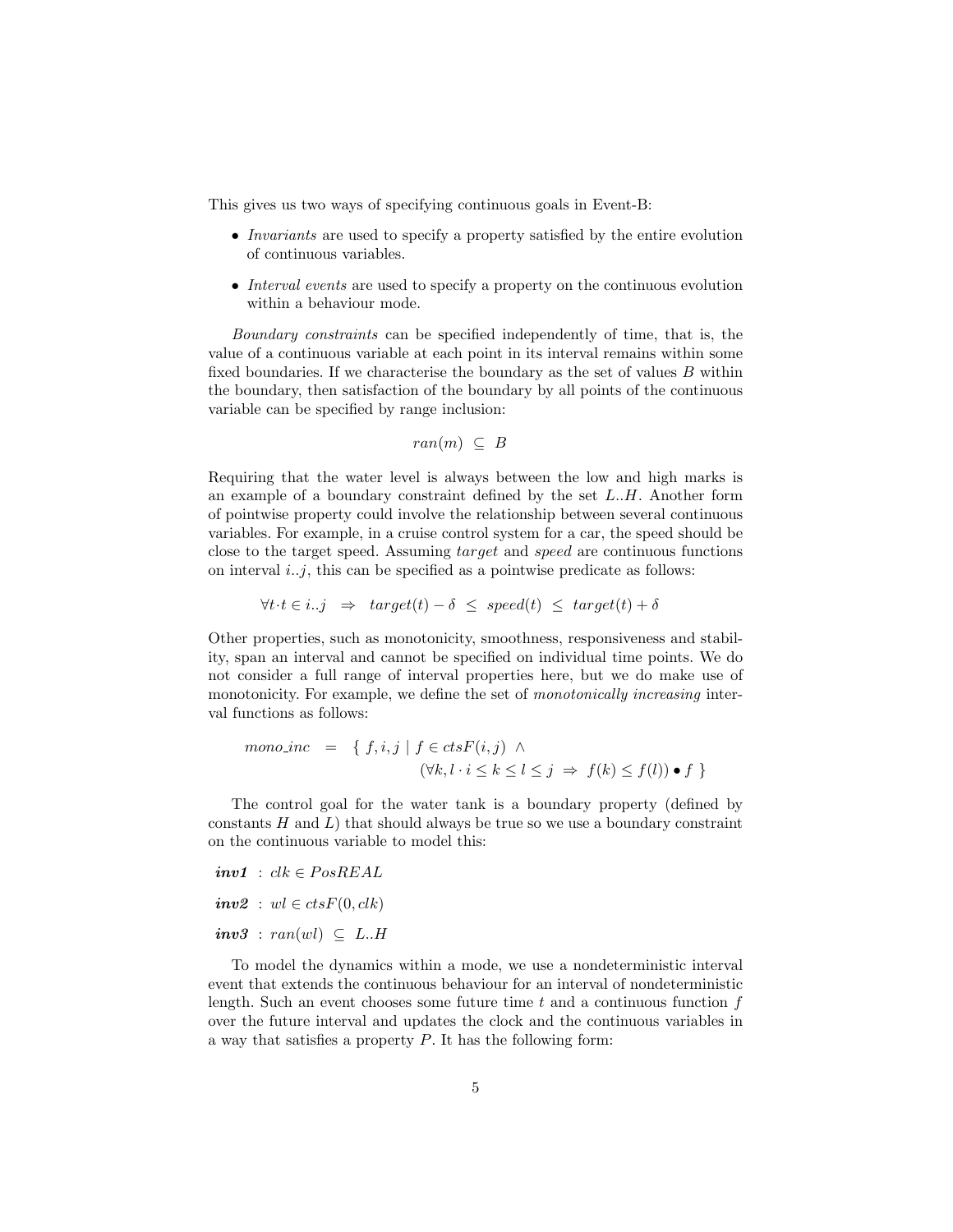This gives us two ways of specifying continuous goals in Event-B:

- *Invariants* are used to specify a property satisfied by the entire evolution of continuous variables.
- *Interval events* are used to specify a property on the continuous evolution within a behaviour mode.

*Boundary constraints* can be specified independently of time, that is, the value of a continuous variable at each point in its interval remains within some fixed boundaries. If we characterise the boundary as the set of values $B$ within the boundary, then satisfaction of the boundary by all points of the continuous variable can be specified by range inclusion:

$$ran(m) \subseteq B$$

Requiring that the water level is always between the low and high marks is an example of a boundary constraint defined by the set $L..H$. Another form of pointwise property could involve the relationship between several continuous variables. For example, in a cruise control system for a car, the speed should be close to the target speed. Assuming *target* and *speed* are continuous functions on interval $i..j$, this can be specified as a pointwise predicate as follows:

$$\forall t \cdot t \in i..j \;\Rightarrow\; target(t) - \delta \;\leq\; speed(t) \;\leq\; target(t) + \delta$$

Other properties, such as monotonicity, smoothness, responsiveness and stability, span an interval and cannot be specified on individual time points. We do not consider a full range of interval properties here, but we do make use of monotonicity. For example, we define the set of *monotonically increasing* interval functions as follows:

$$mono\_inc \;=\; \{\, f, i, j \mid f \in ctsF(i, j) \;\wedge\; (\forall k, l \cdot i \leq k \leq l \leq j \;\Rightarrow\; f(k) \leq f(l)) \bullet f \,\}$$

The control goal for the water tank is a boundary property (defined by constants $H$ and $L$) that should always be true so we use a boundary constraint on the continuous variable to model this:

***inv1*** : $clk \in PosREAL$

***inv2*** : $wl \in ctsF(0, clk)$

***inv3*** : $ran(wl) \subseteq L..H$

To model the dynamics within a mode, we use a nondeterministic interval event that extends the continuous behaviour for an interval of nondeterministic length. Such an event chooses some future time $t$ and a continuous function $f$ over the future interval and updates the clock and the continuous variables in a way that satisfies a property $P$. It has the following form: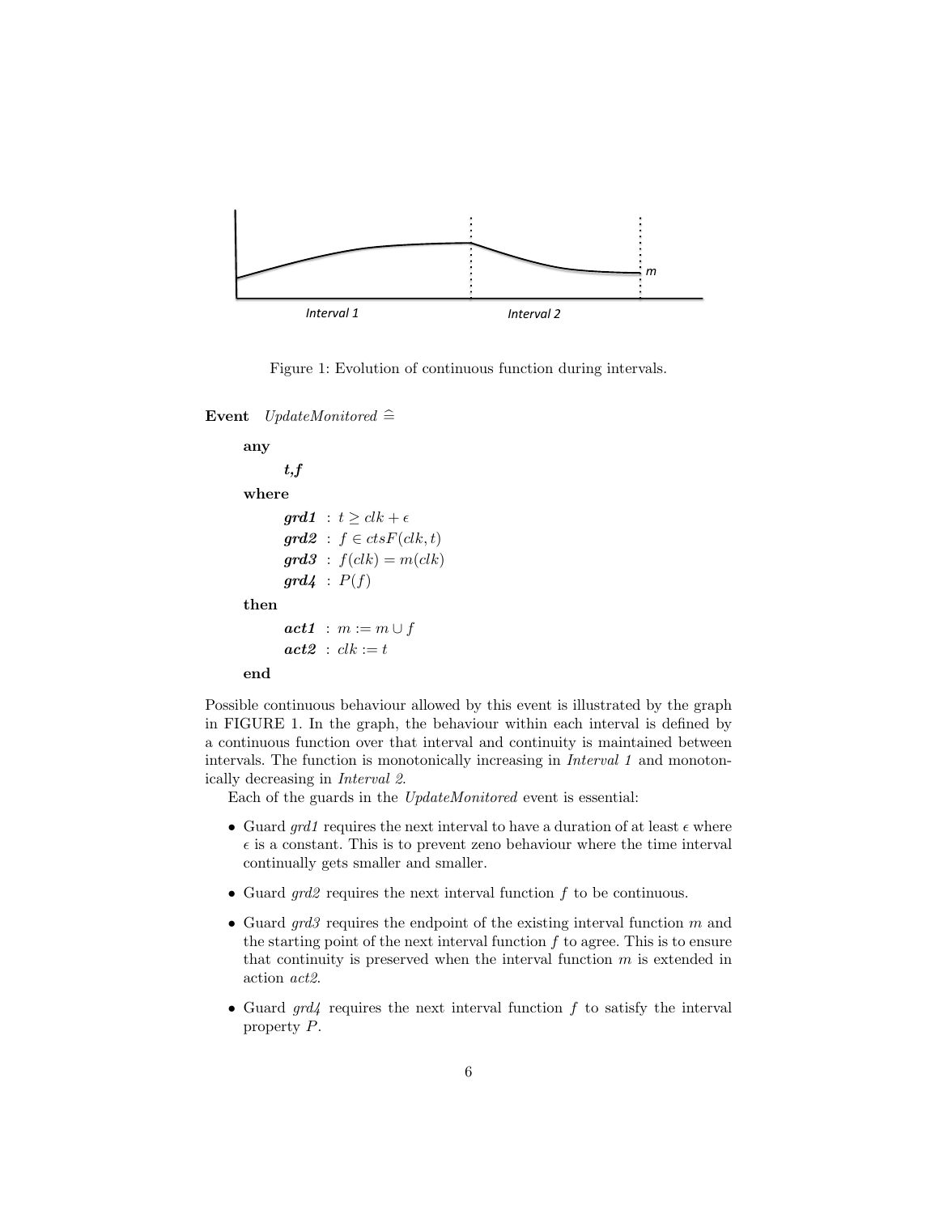Figure 1: Evolution of continuous function during intervals.

**Event** *UpdateMonitored* $\widehat{=}$

**any**

*t,f*

**where**

*grd1* : $t \geq clk + \epsilon$

*grd2* : $f \in ctsF(clk, t)$

*grd3* : $f(clk) = m(clk)$

*grd4* : $P(f)$

**then**

*act1* : $m := m \cup f$

*act2* : $clk := t$

**end**

Possible continuous behaviour allowed by this event is illustrated by the graph in FIGURE 1. In the graph, the behaviour within each interval is defined by a continuous function over that interval and continuity is maintained between intervals. The function is monotonically increasing in *Interval 1* and monotonically decreasing in *Interval 2*.

Each of the guards in the *UpdateMonitored* event is essential:

- Guard *grd1* requires the next interval to have a duration of at least $\epsilon$ where $\epsilon$ is a constant. This is to prevent zeno behaviour where the time interval continually gets smaller and smaller.
- Guard *grd2* requires the next interval function $f$ to be continuous.
- Guard *grd3* requires the endpoint of the existing interval function $m$ and the starting point of the next interval function $f$ to agree. This is to ensure that continuity is preserved when the interval function $m$ is extended in action *act2*.
- Guard *grd4* requires the next interval function $f$ to satisfy the interval property $P$.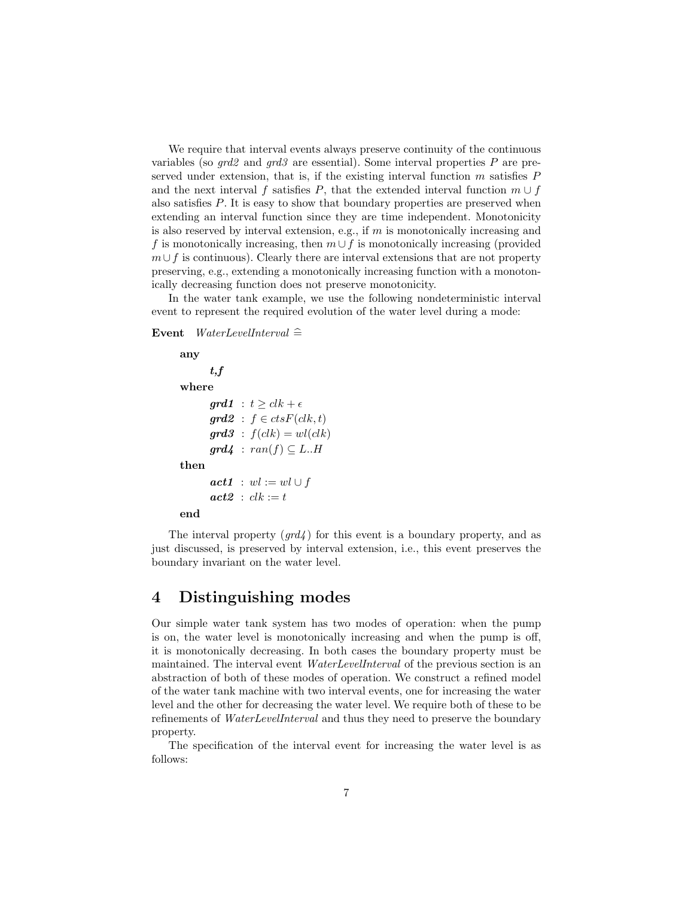We require that interval events always preserve continuity of the continuous variables (so *grd2* and *grd3* are essential). Some interval properties $P$ are preserved under extension, that is, if the existing interval function $m$ satisfies $P$ and the next interval $f$ satisfies $P$, that the extended interval function $m \cup f$ also satisfies $P$. It is easy to show that boundary properties are preserved when extending an interval function since they are time independent. Monotonicity is also reserved by interval extension, e.g., if $m$ is monotonically increasing and $f$ is monotonically increasing, then $m \cup f$ is monotonically increasing (provided $m \cup f$ is continuous). Clearly there are interval extensions that are not property preserving, e.g., extending a monotonically increasing function with a monotonically decreasing function does not preserve monotonicity.

In the water tank example, we use the following nondeterministic interval event to represent the required evolution of the water level during a mode:

**Event** *WaterLevelInterval* $\widehat{=}$

> **any**
>
> > ***t,f***
>
> **where**
>
> > ***grd1*** : $t \geq clk + \epsilon$
> >
> > ***grd2*** : $f \in ctsF(clk, t)$
> >
> > ***grd3*** : $f(clk) = wl(clk)$
> >
> > ***grd4*** : $ran(f) \subseteq L..H$
>
> **then**
>
> > ***act1*** : $wl := wl \cup f$
> >
> > ***act2*** : $clk := t$
>
> **end**

The interval property (*grd4*) for this event is a boundary property, and as just discussed, is preserved by interval extension, i.e., this event preserves the boundary invariant on the water level.

## 4 Distinguishing modes

Our simple water tank system has two modes of operation: when the pump is on, the water level is monotonically increasing and when the pump is off, it is monotonically decreasing. In both cases the boundary property must be maintained. The interval event *WaterLevelInterval* of the previous section is an abstraction of both of these modes of operation. We construct a refined model of the water tank machine with two interval events, one for increasing the water level and the other for decreasing the water level. We require both of these to be refinements of *WaterLevelInterval* and thus they need to preserve the boundary property.

The specification of the interval event for increasing the water level is as follows: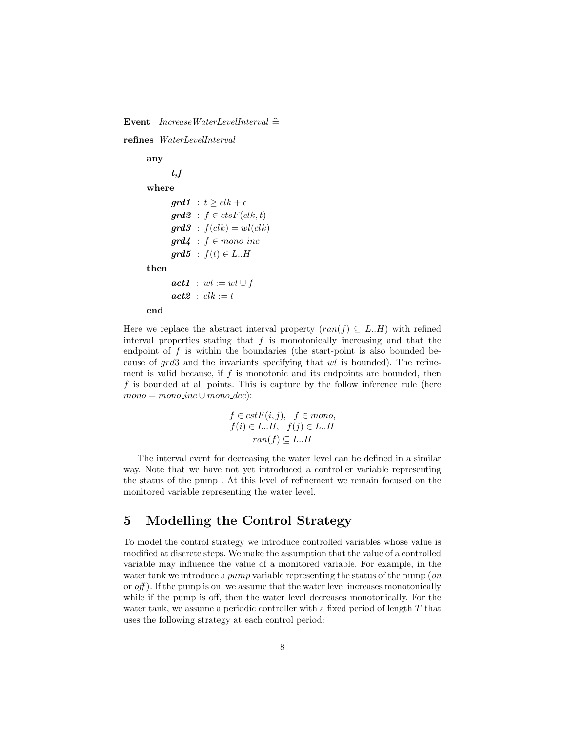**Event** *IncreaseWaterLevelInterval* $\widehat{=}$

**refines** *WaterLevelInterval*

**any**

***t,f***

**where**

***grd1*** : $t \geq clk + \epsilon$
***grd2*** : $f \in ctsF(clk, t)$
***grd3*** : $f(clk) = wl(clk)$
***grd4*** : $f \in mono\_inc$
***grd5*** : $f(t) \in L..H$

**then**

***act1*** : $wl := wl \cup f$
***act2*** : $clk := t$

**end**

Here we replace the abstract interval property ($ran(f) \subseteq L..H$) with refined interval properties stating that $f$ is monotonically increasing and that the endpoint of $f$ is within the boundaries (the start-point is also bounded because of $grd3$ and the invariants specifying that $wl$ is bounded). The refinement is valid because, if $f$ is monotonic and its endpoints are bounded, then $f$ is bounded at all points. This is capture by the follow inference rule (here $mono = mono\_inc \cup mono\_dec$):

$$\frac{f \in cstF(i,j), \quad f \in mono, \quad f(i) \in L..H, \quad f(j) \in L..H}{ran(f) \subseteq L..H}$$

The interval event for decreasing the water level can be defined in a similar way. Note that we have not yet introduced a controller variable representing the status of the pump . At this level of refinement we remain focused on the monitored variable representing the water level.

## 5 Modelling the Control Strategy

To model the control strategy we introduce controlled variables whose value is modified at discrete steps. We make the assumption that the value of a controlled variable may influence the value of a monitored variable. For example, in the water tank we introduce a *pump* variable representing the status of the pump (*on* or *off*). If the pump is on, we assume that the water level increases monotonically while if the pump is off, then the water level decreases monotonically. For the water tank, we assume a periodic controller with a fixed period of length $T$ that uses the following strategy at each control period: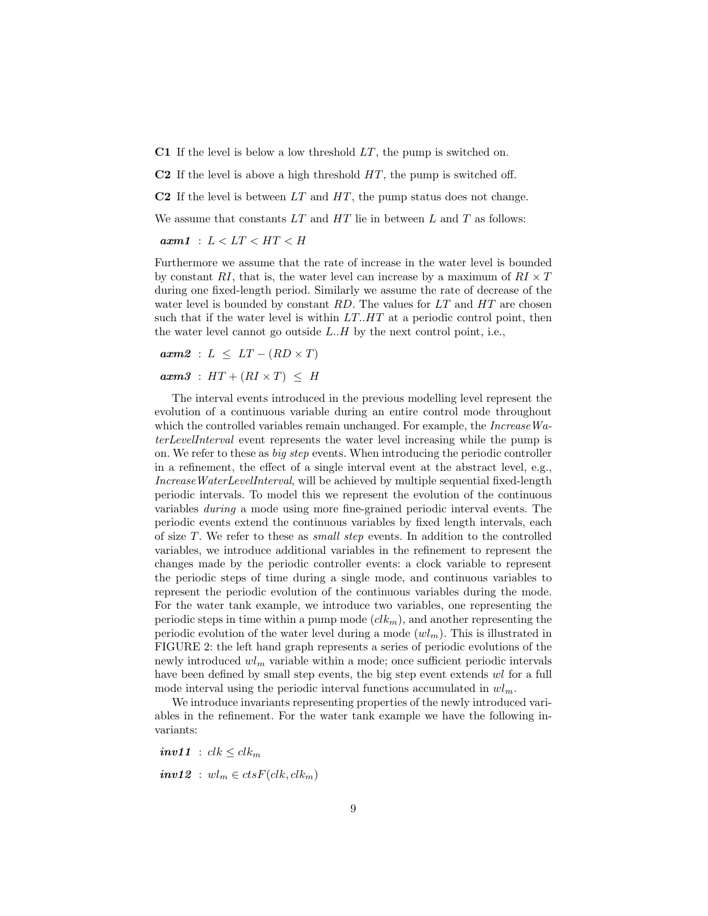**C1** If the level is below a low threshold $LT$, the pump is switched on.

**C2** If the level is above a high threshold $HT$, the pump is switched off.

**C2** If the level is between $LT$ and $HT$, the pump status does not change.

We assume that constants $LT$ and $HT$ lie in between $L$ and $T$ as follows:

***axm1*** : $L < LT < HT < H$

Furthermore we assume that the rate of increase in the water level is bounded by constant $RI$, that is, the water level can increase by a maximum of $RI \times T$ during one fixed-length period. Similarly we assume the rate of decrease of the water level is bounded by constant $RD$. The values for $LT$ and $HT$ are chosen such that if the water level is within $LT..HT$ at a periodic control point, then the water level cannot go outside $L..H$ by the next control point, i.e.,

***axm2*** : $L \ \leq \ LT - (RD \times T)$

***axm3*** : $HT + (RI \times T) \ \leq \ H$

The interval events introduced in the previous modelling level represent the evolution of a continuous variable during an entire control mode throughout which the controlled variables remain unchanged. For example, the *IncreaseWaterLevelInterval* event represents the water level increasing while the pump is on. We refer to these as *big step* events. When introducing the periodic controller in a refinement, the effect of a single interval event at the abstract level, e.g., *IncreaseWaterLevelInterval*, will be achieved by multiple sequential fixed-length periodic intervals. To model this we represent the evolution of the continuous variables *during* a mode using more fine-grained periodic interval events. The periodic events extend the continuous variables by fixed length intervals, each of size $T$. We refer to these as *small step* events. In addition to the controlled variables, we introduce additional variables in the refinement to represent the changes made by the periodic controller events: a clock variable to represent the periodic steps of time during a single mode, and continuous variables to represent the periodic evolution of the continuous variables during the mode. For the water tank example, we introduce two variables, one representing the periodic steps in time within a pump mode ($clk_m$), and another representing the periodic evolution of the water level during a mode ($wl_m$). This is illustrated in FIGURE 2: the left hand graph represents a series of periodic evolutions of the newly introduced $wl_m$ variable within a mode; once sufficient periodic intervals have been defined by small step events, the big step event extends $wl$ for a full mode interval using the periodic interval functions accumulated in $wl_m$.

We introduce invariants representing properties of the newly introduced variables in the refinement. For the water tank example we have the following invariants:

***inv11*** : $clk \leq clk_m$

***inv12*** : $wl_m \in ctsF(clk, clk_m)$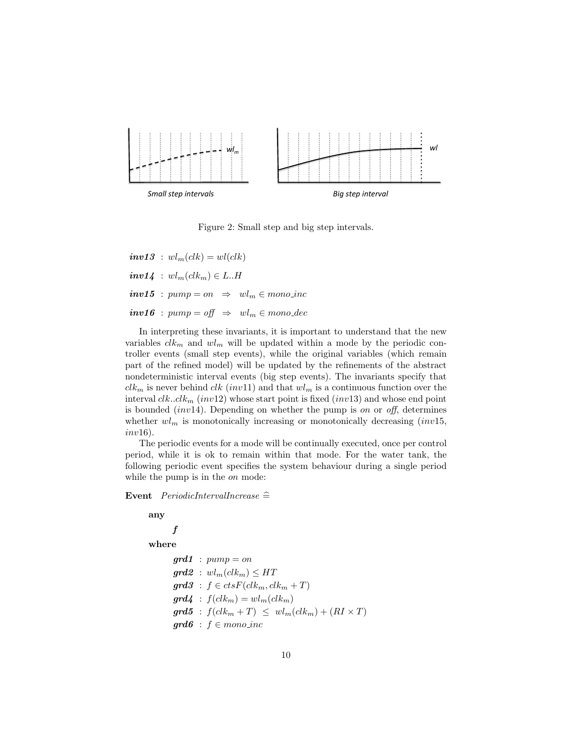Figure 2: Small step and big step intervals.

$$\textbf{\textit{inv13}} \ : \ wl_m(clk) = wl(clk)$$

$$\textbf{\textit{inv14}} \ : \ wl_m(clk_m) \in L..H$$

$$\textbf{\textit{inv15}} \ : \ pump = on \ \ \Rightarrow \ \ wl_m \in mono\_inc$$

$$\textbf{\textit{inv16}} \ : \ pump = off \ \ \Rightarrow \ \ wl_m \in mono\_dec$$

In interpreting these invariants, it is important to understand that the new variables $clk_m$ and $wl_m$ will be updated within a mode by the periodic controller events (small step events), while the original variables (which remain part of the refined model) will be updated by the refinements of the abstract nondeterministic interval events (big step events). The invariants specify that $clk_m$ is never behind $clk$ ($inv11$) and that $wl_m$ is a continuous function over the interval $clk..clk_m$ ($inv12$) whose start point is fixed ($inv13$) and whose end point is bounded ($inv14$). Depending on whether the pump is *on* or *off*, determines whether $wl_m$ is monotonically increasing or monotonically decreasing ($inv15$, $inv16$).

The periodic events for a mode will be continually executed, once per control period, while it is ok to remain within that mode. For the water tank, the following periodic event specifies the system behaviour during a single period while the pump is in the *on* mode:

**Event** *PeriodicIntervalIncrease* $\widehat{=}$

**any**

$\quad$ ***f***

**where**

$\quad \textbf{\textit{grd1}} \ : \ pump = on$

$\quad \textbf{\textit{grd2}} \ : \ wl_m(clk_m) \leq HT$

$\quad \textbf{\textit{grd3}} \ : \ f \in ctsF(clk_m, clk_m + T)$

$\quad \textbf{\textit{grd4}} \ : \ f(clk_m) = wl_m(clk_m)$

$\quad \textbf{\textit{grd5}} \ : \ f(clk_m + T) \ \leq \ wl_m(clk_m) + (RI \times T)$

$\quad \textbf{\textit{grd6}} \ : \ f \in mono\_inc$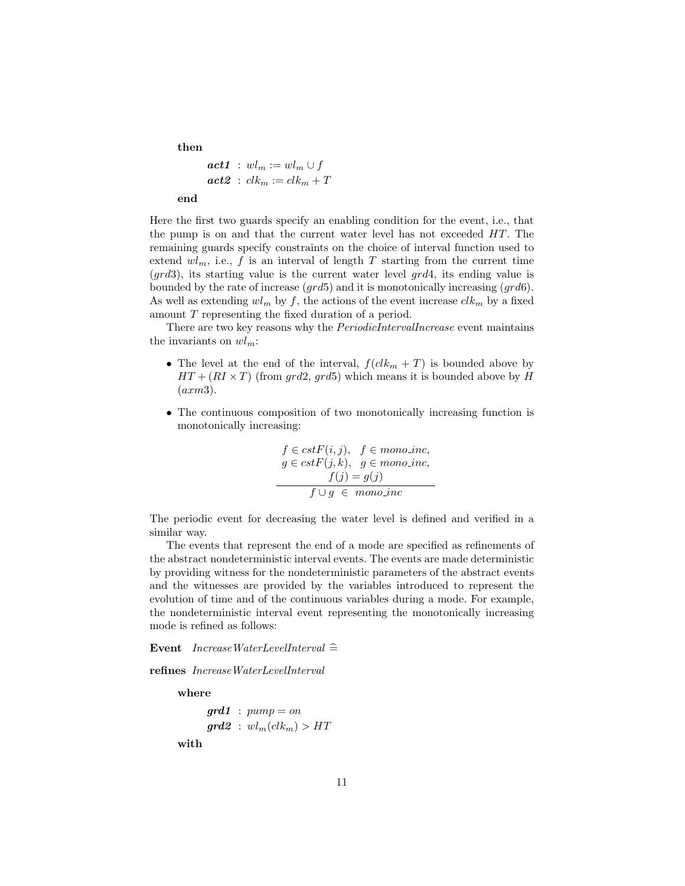**then**

> ***act1*** : $wl_m := wl_m \cup f$
> ***act2*** : $clk_m := clk_m + T$

**end**

Here the first two guards specify an enabling condition for the event, i.e., that the pump is on and that the current water level has not exceeded $HT$. The remaining guards specify constraints on the choice of interval function used to extend $wl_m$, i.e., $f$ is an interval of length $T$ starting from the current time ($grd3$), its starting value is the current water level $grd4$, its ending value is bounded by the rate of increase ($grd5$) and it is monotonically increasing ($grd6$). As well as extending $wl_m$ by $f$, the actions of the event increase $clk_m$ by a fixed amount $T$ representing the fixed duration of a period.

There are two key reasons why the *PeriodicIntervalIncrease* event maintains the invariants on $wl_m$:

- The level at the end of the interval, $f(clk_m + T)$ is bounded above by $HT + (RI \times T)$ (from $grd2$, $grd5$) which means it is bounded above by $H$ ($axm3$).
- The continuous composition of two monotonically increasing function is monotonically increasing:

$$\frac{\begin{array}{c} f \in cstF(i,j), \quad f \in mono\_inc, \\ g \in cstF(j,k), \quad g \in mono\_inc, \\ f(j) = g(j) \end{array}}{f \cup g \ \in \ mono\_inc}$$

The periodic event for decreasing the water level is defined and verified in a similar way.

The events that represent the end of a mode are specified as refinements of the abstract nondeterministic interval events. The events are made deterministic by providing witness for the nondeterministic parameters of the abstract events and the witnesses are provided by the variables introduced to represent the evolution of time and of the continuous variables during a mode. For example, the nondeterministic interval event representing the monotonically increasing mode is refined as follows:

**Event** *IncreaseWaterLevelInterval* $\widehat{=}$

**refines** *IncreaseWaterLevelInterval*

**where**

> ***grd1*** : $pump = on$
> ***grd2*** : $wl_m(clk_m) > HT$

**with**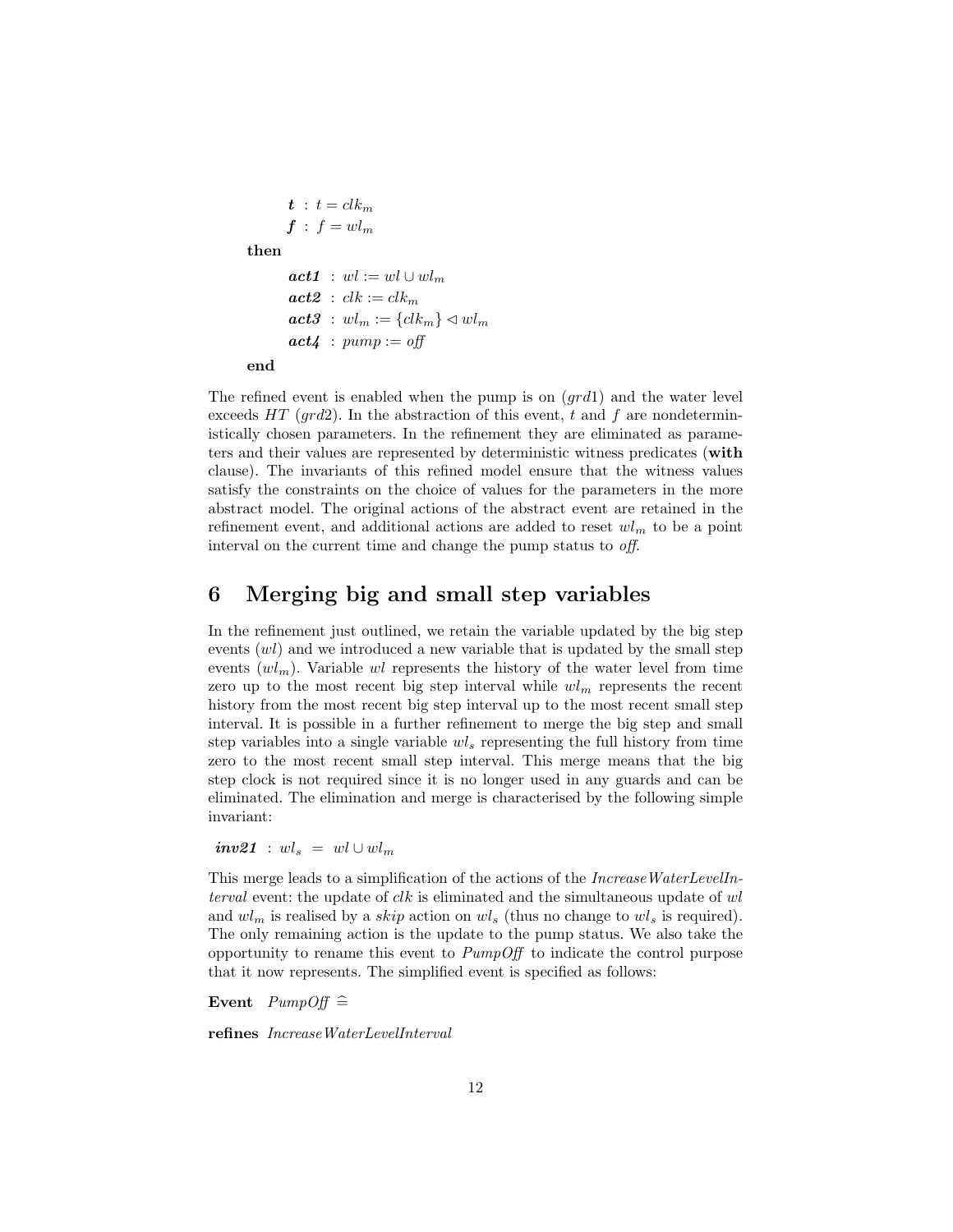**t** : $t = clk_m$
**f** : $f = wl_m$

**then**

**act1** : $wl := wl \cup wl_m$
**act2** : $clk := clk_m$
**act3** : $wl_m := \{clk_m\} \lhd wl_m$
**act4** : $pump := \mathit{off}$

**end**

The refined event is enabled when the pump is on ($grd1$) and the water level exceeds $HT$ ($grd2$). In the abstraction of this event, $t$ and $f$ are nondeterministically chosen parameters. In the refinement they are eliminated as parameters and their values are represented by deterministic witness predicates (**with** clause). The invariants of this refined model ensure that the witness values satisfy the constraints on the choice of values for the parameters in the more abstract model. The original actions of the abstract event are retained in the refinement event, and additional actions are added to reset $wl_m$ to be a point interval on the current time and change the pump status to *off*.

## 6 Merging big and small step variables

In the refinement just outlined, we retain the variable updated by the big step events ($wl$) and we introduced a new variable that is updated by the small step events ($wl_m$). Variable $wl$ represents the history of the water level from time zero up to the most recent big step interval while $wl_m$ represents the recent history from the most recent big step interval up to the most recent small step interval. It is possible in a further refinement to merge the big step and small step variables into a single variable $wl_s$ representing the full history from time zero to the most recent small step interval. This merge means that the big step clock is not required since it is no longer used in any guards and can be eliminated. The elimination and merge is characterised by the following simple invariant:

**inv21** : $wl_s \ = \ wl \cup wl_m$

This merge leads to a simplification of the actions of the *IncreaseWaterLevelInterval* event: the update of $clk$ is eliminated and the simultaneous update of $wl$ and $wl_m$ is realised by a *skip* action on $wl_s$ (thus no change to $wl_s$ is required). The only remaining action is the update to the pump status. We also take the opportunity to rename this event to *PumpOff* to indicate the control purpose that it now represents. The simplified event is specified as follows:

**Event** *PumpOff* $\widehat{=}$

**refines** *IncreaseWaterLevelInterval*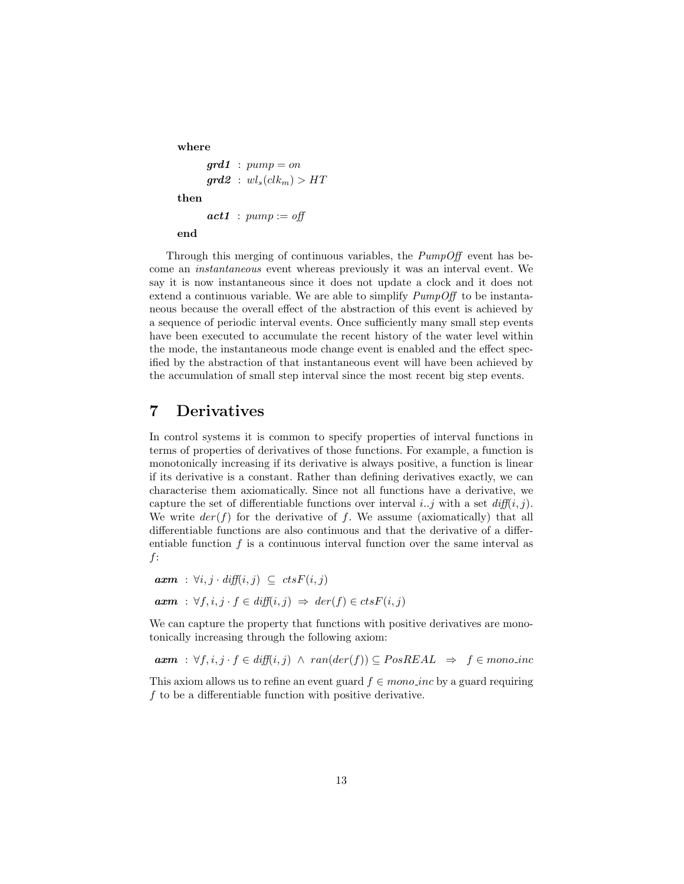**where**

  ***grd1*** : $pump = on$

  ***grd2*** : $wl_s(clk_m) > HT$

**then**

  ***act1*** : $pump := off$

**end**

Through this merging of continuous variables, the *PumpOff* event has become an *instantaneous* event whereas previously it was an interval event. We say it is now instantaneous since it does not update a clock and it does not extend a continuous variable. We are able to simplify *PumpOff* to be instantaneous because the overall effect of the abstraction of this event is achieved by a sequence of periodic interval events. Once sufficiently many small step events have been executed to accumulate the recent history of the water level within the mode, the instantaneous mode change event is enabled and the effect specified by the abstraction of that instantaneous event will have been achieved by the accumulation of small step interval since the most recent big step events.

## 7 Derivatives

In control systems it is common to specify properties of interval functions in terms of properties of derivatives of those functions. For example, a function is monotonically increasing if its derivative is always positive, a function is linear if its derivative is a constant. Rather than defining derivatives exactly, we can characterise them axiomatically. Since not all functions have a derivative, we capture the set of differentiable functions over interval $i..j$ with a set $diff(i,j)$. We write $der(f)$ for the derivative of $f$. We assume (axiomatically) that all differentiable functions are also continuous and that the derivative of a differentiable function $f$ is a continuous interval function over the same interval as $f$:

***axm*** : $\forall i, j \cdot diff(i,j) \subseteq ctsF(i,j)$

***axm*** : $\forall f, i, j \cdot f \in diff(i,j) \Rightarrow der(f) \in ctsF(i,j)$

We can capture the property that functions with positive derivatives are monotonically increasing through the following axiom:

***axm*** : $\forall f, i, j \cdot f \in diff(i,j) \wedge ran(der(f)) \subseteq PosREAL \Rightarrow f \in mono\_inc$

This axiom allows us to refine an event guard $f \in mono\_inc$ by a guard requiring $f$ to be a differentiable function with positive derivative.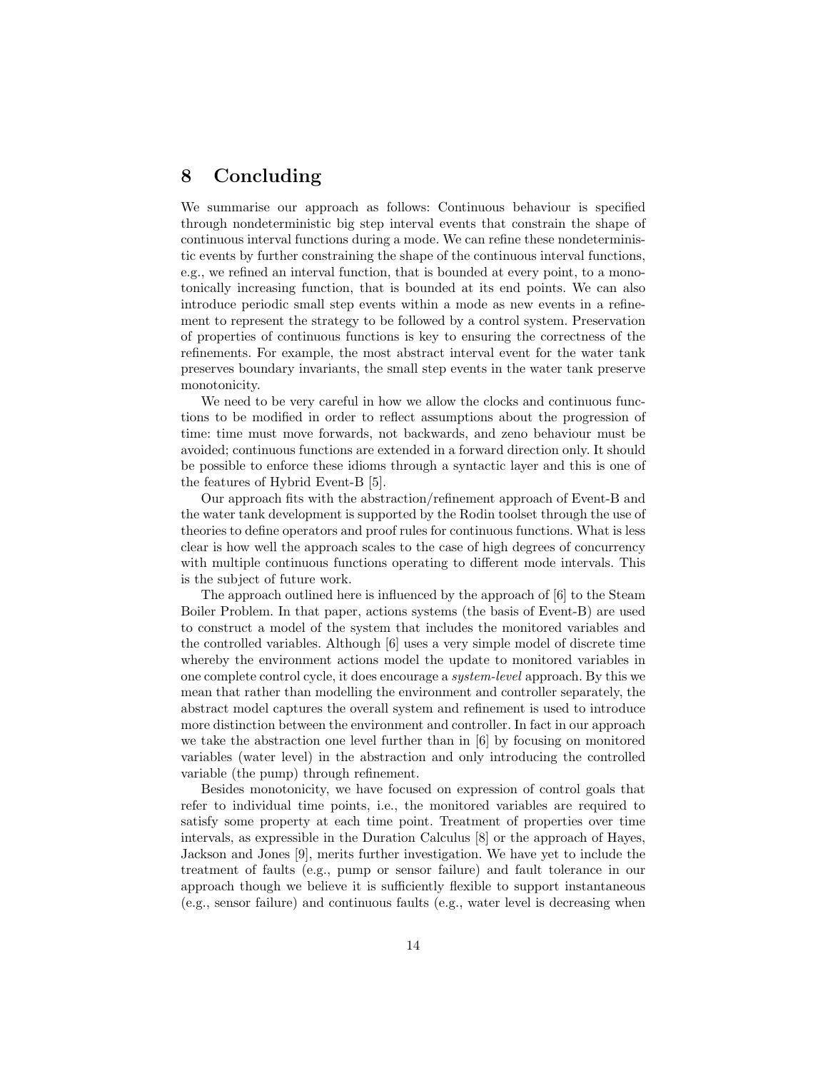# 8 Concluding

We summarise our approach as follows: Continuous behaviour is specified through nondeterministic big step interval events that constrain the shape of continuous interval functions during a mode. We can refine these nondeterministic events by further constraining the shape of the continuous interval functions, e.g., we refined an interval function, that is bounded at every point, to a monotonically increasing function, that is bounded at its end points. We can also introduce periodic small step events within a mode as new events in a refinement to represent the strategy to be followed by a control system. Preservation of properties of continuous functions is key to ensuring the correctness of the refinements. For example, the most abstract interval event for the water tank preserves boundary invariants, the small step events in the water tank preserve monotonicity.

We need to be very careful in how we allow the clocks and continuous functions to be modified in order to reflect assumptions about the progression of time: time must move forwards, not backwards, and zeno behaviour must be avoided; continuous functions are extended in a forward direction only. It should be possible to enforce these idioms through a syntactic layer and this is one of the features of Hybrid Event-B [5].

Our approach fits with the abstraction/refinement approach of Event-B and the water tank development is supported by the Rodin toolset through the use of theories to define operators and proof rules for continuous functions. What is less clear is how well the approach scales to the case of high degrees of concurrency with multiple continuous functions operating to different mode intervals. This is the subject of future work.

The approach outlined here is influenced by the approach of [6] to the Steam Boiler Problem. In that paper, actions systems (the basis of Event-B) are used to construct a model of the system that includes the monitored variables and the controlled variables. Although [6] uses a very simple model of discrete time whereby the environment actions model the update to monitored variables in one complete control cycle, it does encourage a *system-level* approach. By this we mean that rather than modelling the environment and controller separately, the abstract model captures the overall system and refinement is used to introduce more distinction between the environment and controller. In fact in our approach we take the abstraction one level further than in [6] by focusing on monitored variables (water level) in the abstraction and only introducing the controlled variable (the pump) through refinement.

Besides monotonicity, we have focused on expression of control goals that refer to individual time points, i.e., the monitored variables are required to satisfy some property at each time point. Treatment of properties over time intervals, as expressible in the Duration Calculus [8] or the approach of Hayes, Jackson and Jones [9], merits further investigation. We have yet to include the treatment of faults (e.g., pump or sensor failure) and fault tolerance in our approach though we believe it is sufficiently flexible to support instantaneous (e.g., sensor failure) and continuous faults (e.g., water level is decreasing when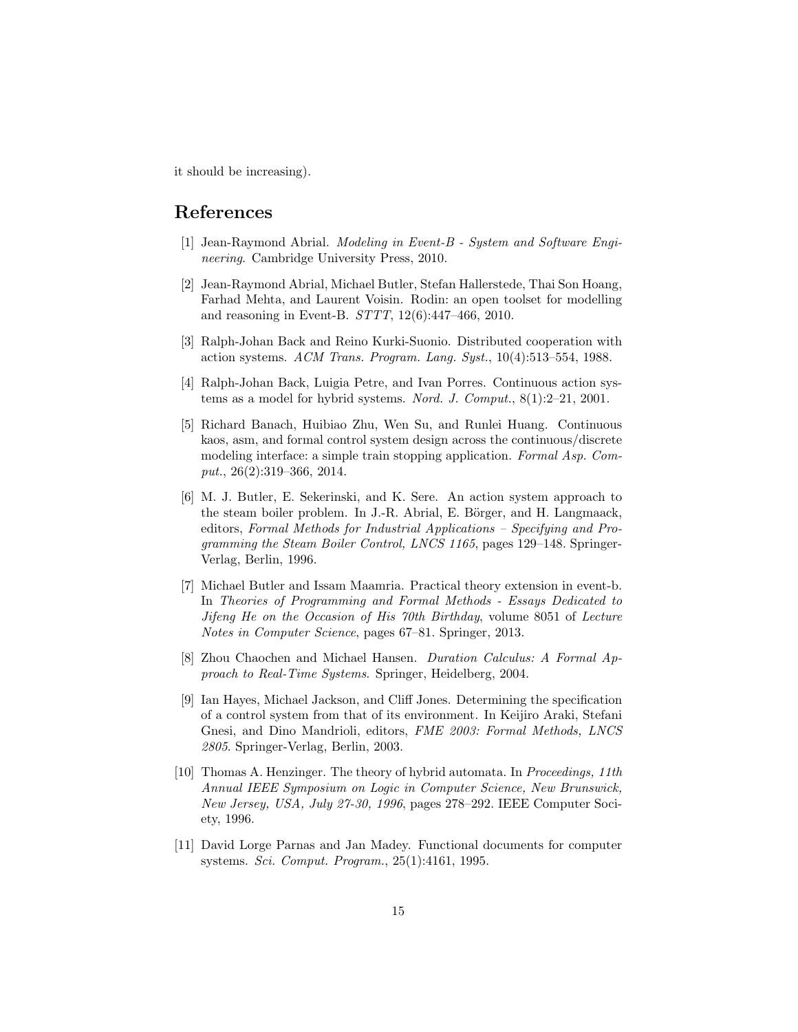it should be increasing).

## References

[1] Jean-Raymond Abrial. *Modeling in Event-B - System and Software Engineering*. Cambridge University Press, 2010.

[2] Jean-Raymond Abrial, Michael Butler, Stefan Hallerstede, Thai Son Hoang, Farhad Mehta, and Laurent Voisin. Rodin: an open toolset for modelling and reasoning in Event-B. *STTT*, 12(6):447–466, 2010.

[3] Ralph-Johan Back and Reino Kurki-Suonio. Distributed cooperation with action systems. *ACM Trans. Program. Lang. Syst.*, 10(4):513–554, 1988.

[4] Ralph-Johan Back, Luigia Petre, and Ivan Porres. Continuous action systems as a model for hybrid systems. *Nord. J. Comput.*, 8(1):2–21, 2001.

[5] Richard Banach, Huibiao Zhu, Wen Su, and Runlei Huang. Continuous kaos, asm, and formal control system design across the continuous/discrete modeling interface: a simple train stopping application. *Formal Asp. Comput.*, 26(2):319–366, 2014.

[6] M. J. Butler, E. Sekerinski, and K. Sere. An action system approach to the steam boiler problem. In J.-R. Abrial, E. Börger, and H. Langmaack, editors, *Formal Methods for Industrial Applications – Specifying and Programming the Steam Boiler Control, LNCS 1165*, pages 129–148. Springer-Verlag, Berlin, 1996.

[7] Michael Butler and Issam Maamria. Practical theory extension in event-b. In *Theories of Programming and Formal Methods - Essays Dedicated to Jifeng He on the Occasion of His 70th Birthday*, volume 8051 of *Lecture Notes in Computer Science*, pages 67–81. Springer, 2013.

[8] Zhou Chaochen and Michael Hansen. *Duration Calculus: A Formal Approach to Real-Time Systems*. Springer, Heidelberg, 2004.

[9] Ian Hayes, Michael Jackson, and Cliff Jones. Determining the specification of a control system from that of its environment. In Keijiro Araki, Stefani Gnesi, and Dino Mandrioli, editors, *FME 2003: Formal Methods, LNCS 2805*. Springer-Verlag, Berlin, 2003.

[10] Thomas A. Henzinger. The theory of hybrid automata. In *Proceedings, 11th Annual IEEE Symposium on Logic in Computer Science, New Brunswick, New Jersey, USA, July 27-30, 1996*, pages 278–292. IEEE Computer Society, 1996.

[11] David Lorge Parnas and Jan Madey. Functional documents for computer systems. *Sci. Comput. Program.*, 25(1):4161, 1995.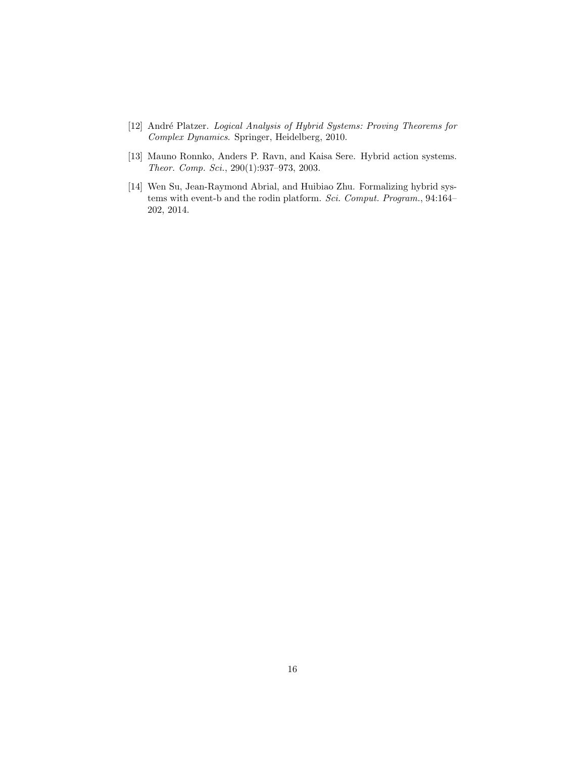[12] André Platzer. *Logical Analysis of Hybrid Systems: Proving Theorems for Complex Dynamics*. Springer, Heidelberg, 2010.

[13] Mauno Ronnko, Anders P. Ravn, and Kaisa Sere. Hybrid action systems. *Theor. Comp. Sci.*, 290(1):937–973, 2003.

[14] Wen Su, Jean-Raymond Abrial, and Huibiao Zhu. Formalizing hybrid systems with event-b and the rodin platform. *Sci. Comput. Program.*, 94:164–202, 2014.